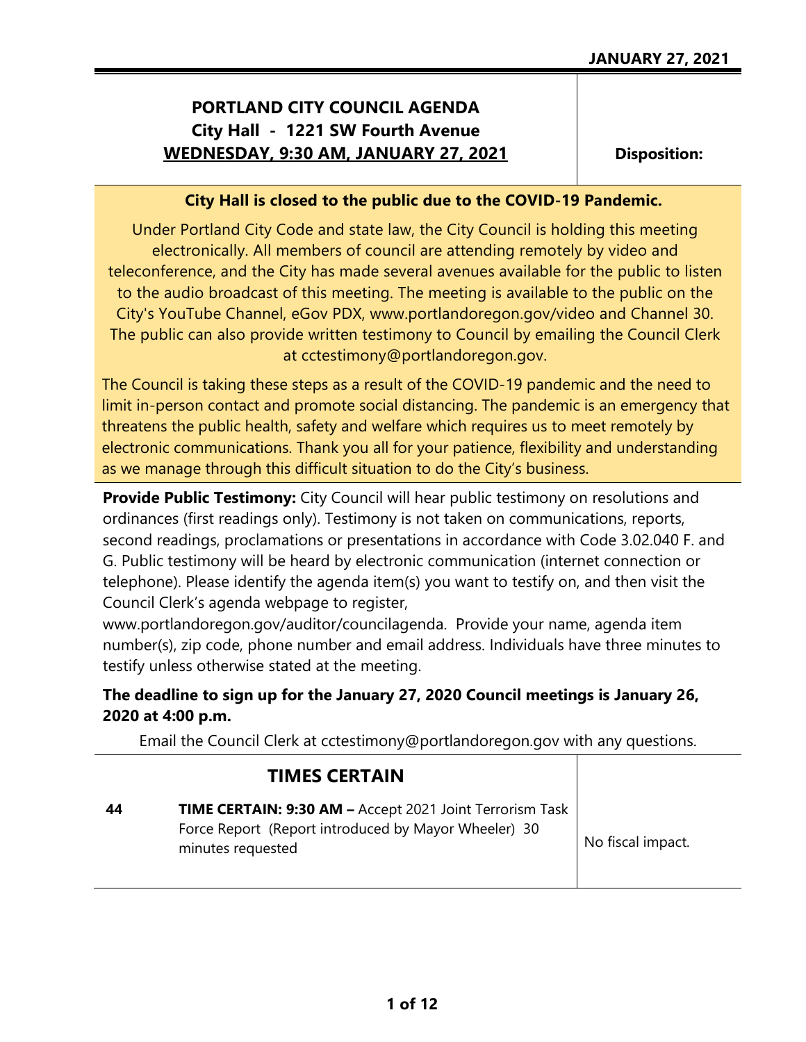**JANUARY 27, 2021**

# PORTLAND CITY COUNCIL AGENDA
## City Hall - 1221 SW Fourth Avenue
## WEDNESDAY, 9:30 AM, JANUARY 27, 2021

**Disposition:**

**City Hall is closed to the public due to the COVID-19 Pandemic.**

Under Portland City Code and state law, the City Council is holding this meeting electronically. All members of council are attending remotely by video and teleconference, and the City has made several avenues available for the public to listen to the audio broadcast of this meeting. The meeting is available to the public on the City's YouTube Channel, eGov PDX, www.portlandoregon.gov/video and Channel 30. The public can also provide written testimony to Council by emailing the Council Clerk at cctestimony@portlandoregon.gov.

The Council is taking these steps as a result of the COVID-19 pandemic and the need to limit in-person contact and promote social distancing. The pandemic is an emergency that threatens the public health, safety and welfare which requires us to meet remotely by electronic communications. Thank you all for your patience, flexibility and understanding as we manage through this difficult situation to do the City's business.

**Provide Public Testimony:** City Council will hear public testimony on resolutions and ordinances (first readings only). Testimony is not taken on communications, reports, second readings, proclamations or presentations in accordance with Code 3.02.040 F. and G. Public testimony will be heard by electronic communication (internet connection or telephone). Please identify the agenda item(s) you want to testify on, and then visit the Council Clerk's agenda webpage to register, www.portlandoregon.gov/auditor/councilagenda. Provide your name, agenda item number(s), zip code, phone number and email address. Individuals have three minutes to testify unless otherwise stated at the meeting.

**The deadline to sign up for the January 27, 2020 Council meetings is January 26, 2020 at 4:00 p.m.**

Email the Council Clerk at cctestimony@portlandoregon.gov with any questions.

## TIMES CERTAIN

| | | |
|---|---|---|
| **44** | **TIME CERTAIN: 9:30 AM –** Accept 2021 Joint Terrorism Task Force Report (Report introduced by Mayor Wheeler) 30 minutes requested | No fiscal impact. |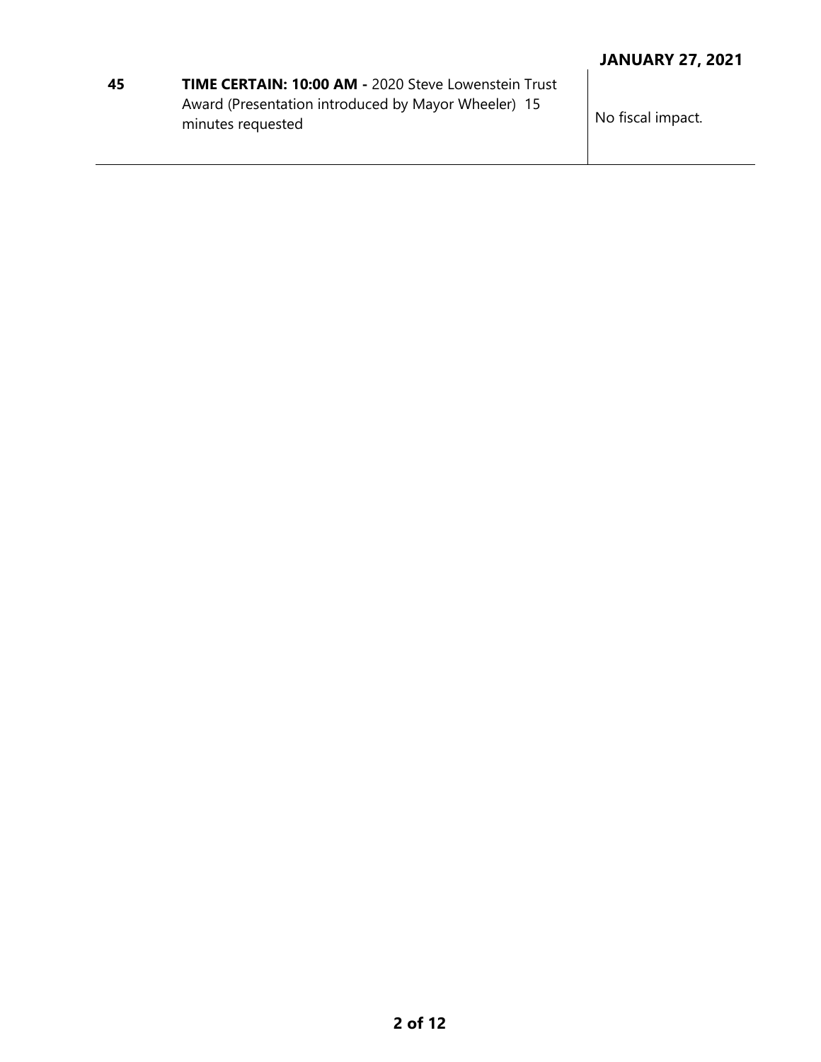**JANUARY 27, 2021**

| | | |
|---|---|---|
| **45** | **TIME CERTAIN: 10:00 AM -** 2020 Steve Lowenstein Trust Award (Presentation introduced by Mayor Wheeler) 15 minutes requested | No fiscal impact. |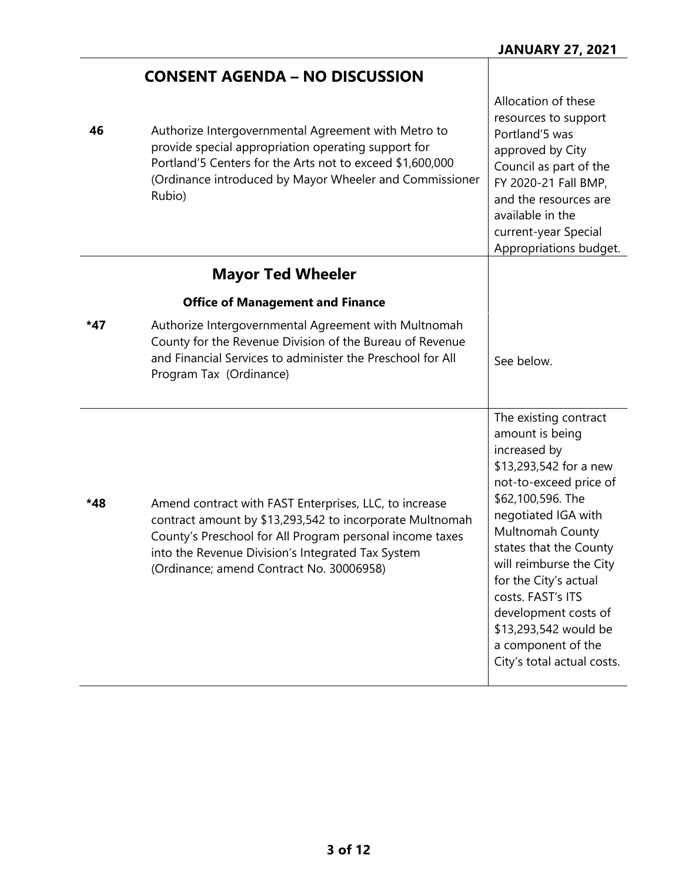**JANUARY 27, 2021**

## CONSENT AGENDA – NO DISCUSSION

| | | |
|---|---|---|
| **46** | Authorize Intergovernmental Agreement with Metro to provide special appropriation operating support for Portland'5 Centers for the Arts not to exceed $1,600,000 (Ordinance introduced by Mayor Wheeler and Commissioner Rubio) | Allocation of these resources to support Portland'5 was approved by City Council as part of the FY 2020-21 Fall BMP, and the resources are available in the current-year Special Appropriations budget. |

## Mayor Ted Wheeler

### Office of Management and Finance

| | | |
|---|---|---|
| **\*47** | Authorize Intergovernmental Agreement with Multnomah County for the Revenue Division of the Bureau of Revenue and Financial Services to administer the Preschool for All Program Tax (Ordinance) | See below. |
| **\*48** | Amend contract with FAST Enterprises, LLC, to increase contract amount by $13,293,542 to incorporate Multnomah County's Preschool for All Program personal income taxes into the Revenue Division's Integrated Tax System (Ordinance; amend Contract No. 30006958) | The existing contract amount is being increased by $13,293,542 for a new not-to-exceed price of $62,100,596. The negotiated IGA with Multnomah County states that the County will reimburse the City for the City's actual costs. FAST's ITS development costs of $13,293,542 would be a component of the City's total actual costs. |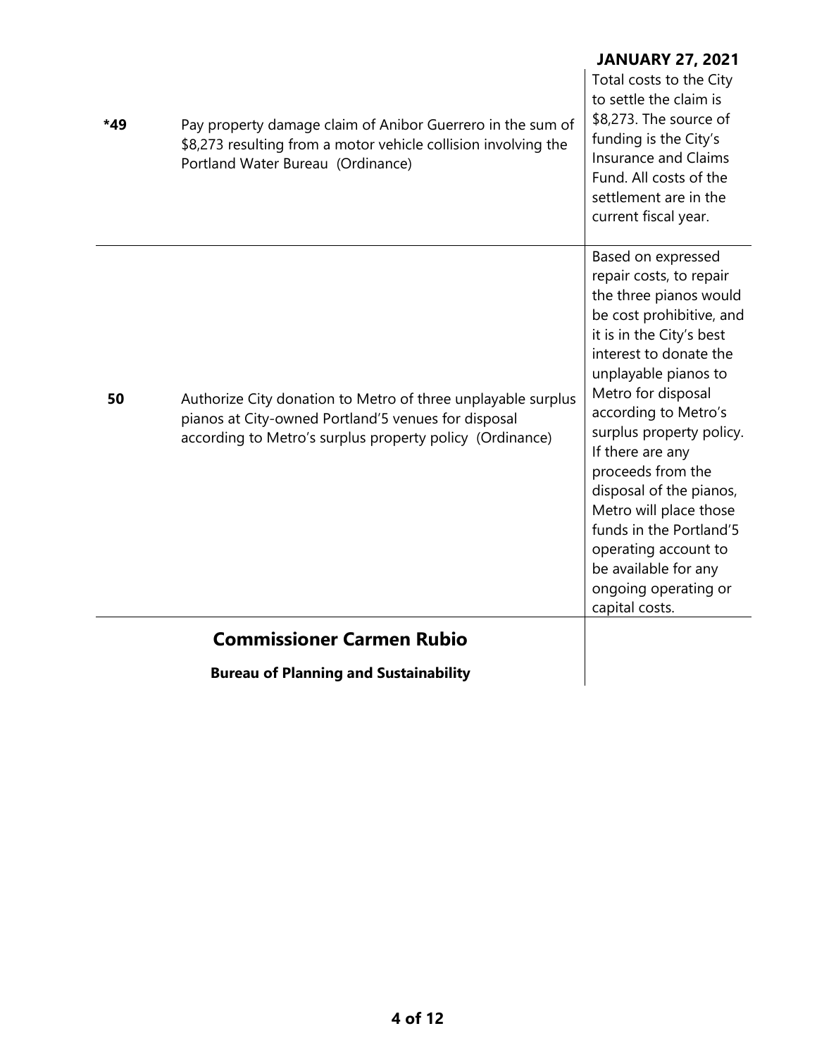| | | |
|---|---|---|
| *49 | Pay property damage claim of Anibor Guerrero in the sum of $8,273 resulting from a motor vehicle collision involving the Portland Water Bureau (Ordinance) | Total costs to the City to settle the claim is $8,273. The source of funding is the City's Insurance and Claims Fund. All costs of the settlement are in the current fiscal year. |
| 50 | Authorize City donation to Metro of three unplayable surplus pianos at City-owned Portland'5 venues for disposal according to Metro's surplus property policy (Ordinance) | Based on expressed repair costs, to repair the three pianos would be cost prohibitive, and it is in the City's best interest to donate the unplayable pianos to Metro for disposal according to Metro's surplus property policy. If there are any proceeds from the disposal of the pianos, Metro will place those funds in the Portland'5 operating account to be available for any ongoing operating or capital costs. |

## Commissioner Carmen Rubio

**Bureau of Planning and Sustainability**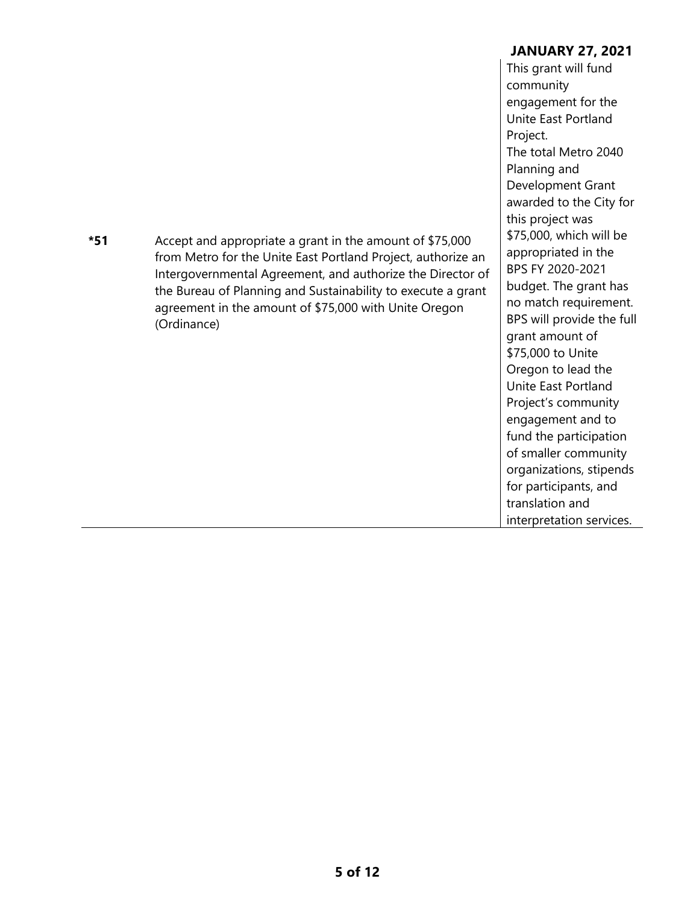| | | |
|---|---|---|
| **\*51** | Accept and appropriate a grant in the amount of $75,000 from Metro for the Unite East Portland Project, authorize an Intergovernmental Agreement, and authorize the Director of the Bureau of Planning and Sustainability to execute a grant agreement in the amount of $75,000 with Unite Oregon (Ordinance) | This grant will fund community engagement for the Unite East Portland Project. The total Metro 2040 Planning and Development Grant awarded to the City for this project was $75,000, which will be appropriated in the BPS FY 2020-2021 budget. The grant has no match requirement. BPS will provide the full grant amount of $75,000 to Unite Oregon to lead the Unite East Portland Project's community engagement and to fund the participation of smaller community organizations, stipends for participants, and translation and interpretation services. |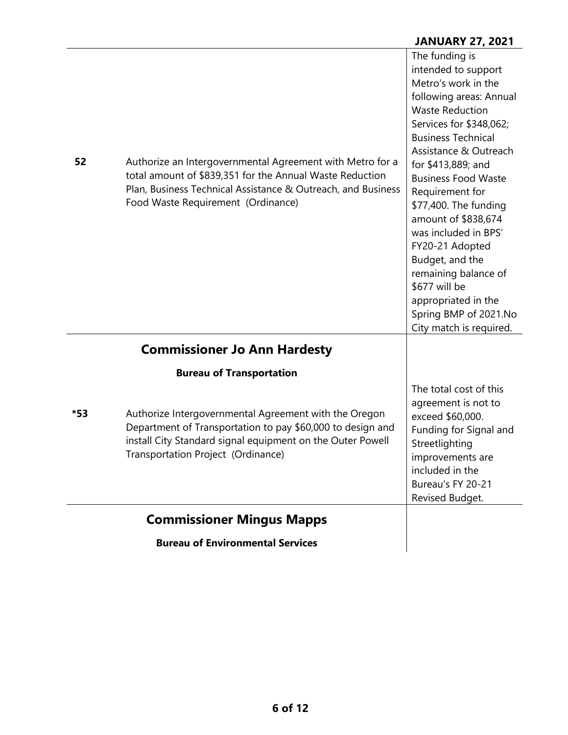| | | |
|---|---|---|
| 52 | Authorize an Intergovernmental Agreement with Metro for a total amount of $839,351 for the Annual Waste Reduction Plan, Business Technical Assistance & Outreach, and Business Food Waste Requirement (Ordinance) | The funding is intended to support Metro's work in the following areas: Annual Waste Reduction Services for $348,062; Business Technical Assistance & Outreach for $413,889; and Business Food Waste Requirement for $77,400. The funding amount of $838,674 was included in BPS' FY20-21 Adopted Budget, and the remaining balance of $677 will be appropriated in the Spring BMP of 2021.No City match is required. |

## Commissioner Jo Ann Hardesty

### Bureau of Transportation

| | | |
|---|---|---|
| *53 | Authorize Intergovernmental Agreement with the Oregon Department of Transportation to pay $60,000 to design and install City Standard signal equipment on the Outer Powell Transportation Project (Ordinance) | The total cost of this agreement is not to exceed $60,000. Funding for Signal and Streetlighting improvements are included in the Bureau's FY 20-21 Revised Budget. |

## Commissioner Mingus Mapps

### Bureau of Environmental Services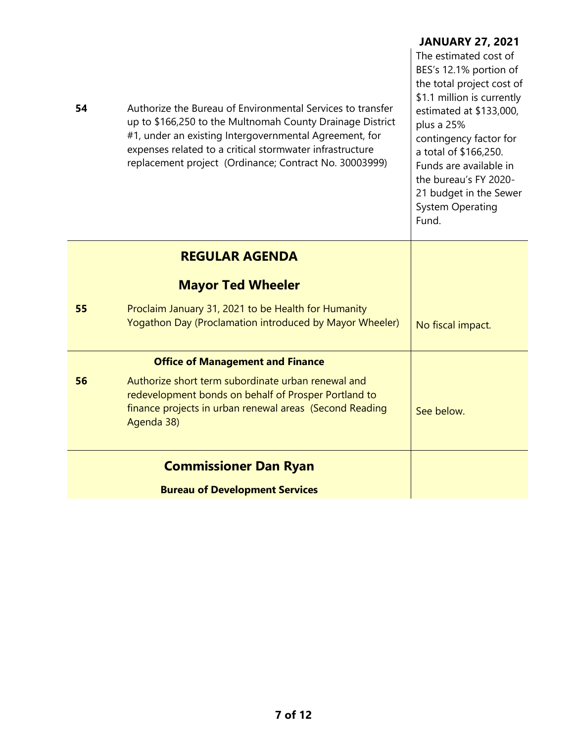**JANUARY 27, 2021**

| | | |
|---|---|---|
| **54** | Authorize the Bureau of Environmental Services to transfer up to $166,250 to the Multnomah County Drainage District #1, under an existing Intergovernmental Agreement, for expenses related to a critical stormwater infrastructure replacement project (Ordinance; Contract No. 30003999) | The estimated cost of BES's 12.1% portion of the total project cost of $1.1 million is currently estimated at $133,000, plus a 25% contingency factor for a total of $166,250. Funds are available in the bureau's FY 2020-21 budget in the Sewer System Operating Fund. |

## REGULAR AGENDA

### Mayor Ted Wheeler

| | | |
|---|---|---|
| **55** | Proclaim January 31, 2021 to be Health for Humanity Yogathon Day (Proclamation introduced by Mayor Wheeler) | No fiscal impact. |

**Office of Management and Finance**

| | | |
|---|---|---|
| **56** | Authorize short term subordinate urban renewal and redevelopment bonds on behalf of Prosper Portland to finance projects in urban renewal areas (Second Reading Agenda 38) | See below. |

### Commissioner Dan Ryan

**Bureau of Development Services**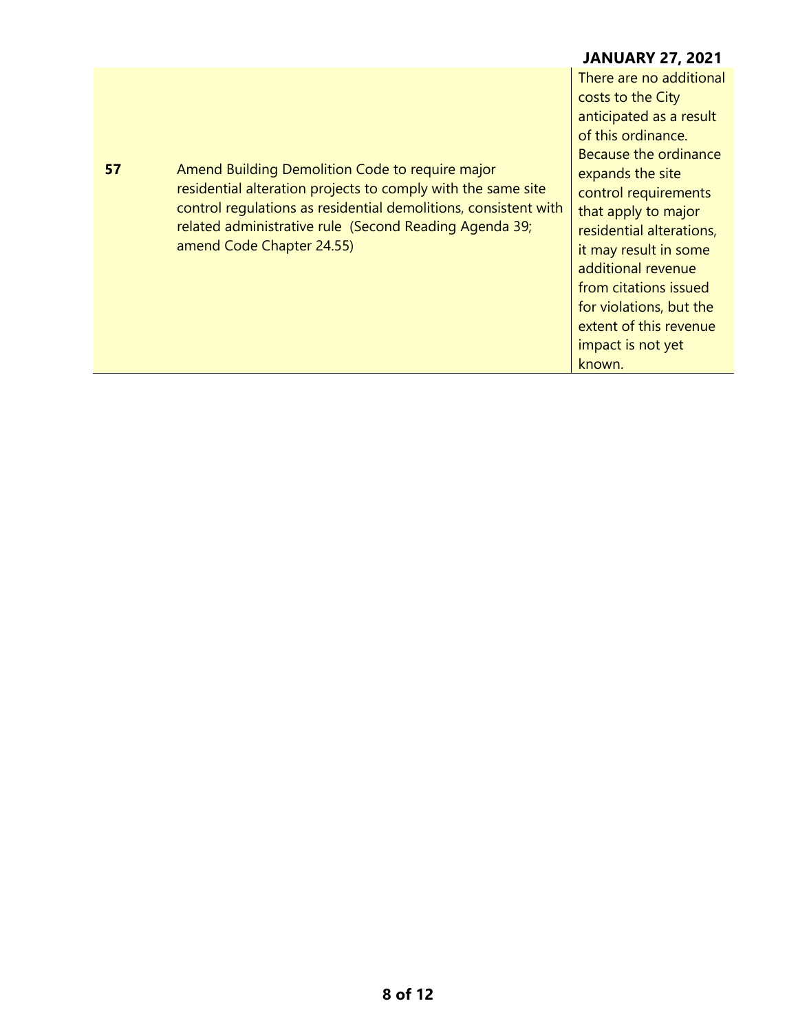| 57 | Amend Building Demolition Code to require major residential alteration projects to comply with the same site control regulations as residential demolitions, consistent with related administrative rule (Second Reading Agenda 39; amend Code Chapter 24.55) | There are no additional costs to the City anticipated as a result of this ordinance. Because the ordinance expands the site control requirements that apply to major residential alterations, it may result in some additional revenue from citations issued for violations, but the extent of this revenue impact is not yet known. |
|---|---|---|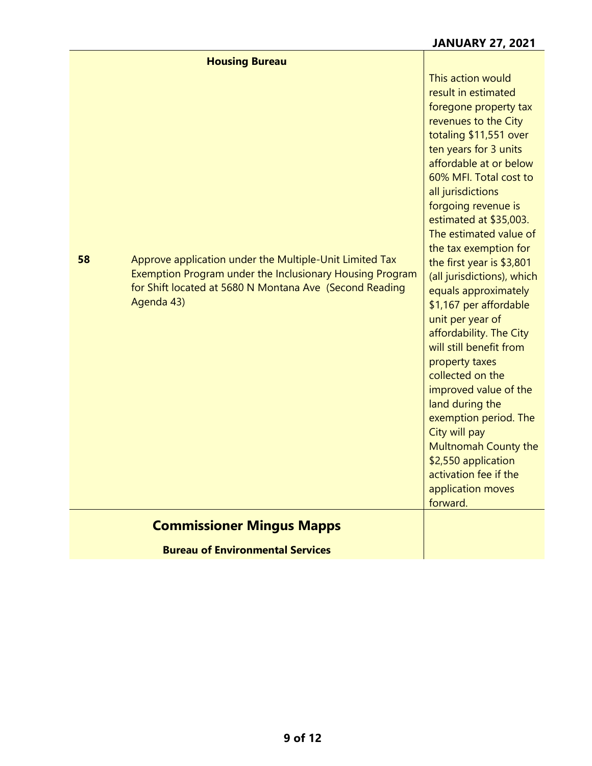**JANUARY 27, 2021**

| | | |
|---|---|---|
| | **Housing Bureau** | |
| **58** | Approve application under the Multiple-Unit Limited Tax Exemption Program under the Inclusionary Housing Program for Shift located at 5680 N Montana Ave (Second Reading Agenda 43) | This action would result in estimated foregone property tax revenues to the City totaling $11,551 over ten years for 3 units affordable at or below 60% MFI. Total cost to all jurisdictions forgoing revenue is estimated at $35,003. The estimated value of the tax exemption for the first year is $3,801 (all jurisdictions), which equals approximately $1,167 per affordable unit per year of affordability. The City will still benefit from property taxes collected on the improved value of the land during the exemption period. The City will pay Multnomah County the $2,550 application activation fee if the application moves forward. |

## Commissioner Mingus Mapps

**Bureau of Environmental Services**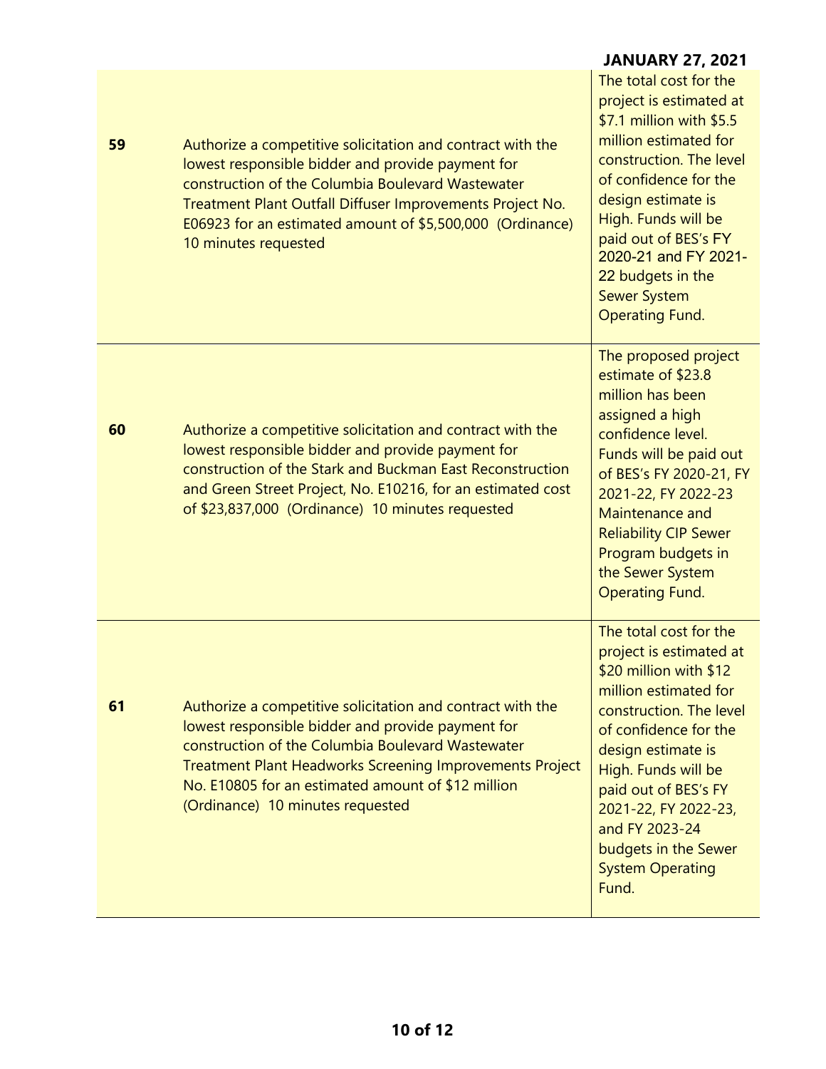| | | |
|---|---|---|
| **59** | Authorize a competitive solicitation and contract with the lowest responsible bidder and provide payment for construction of the Columbia Boulevard Wastewater Treatment Plant Outfall Diffuser Improvements Project No. E06923 for an estimated amount of $5,500,000 (Ordinance) 10 minutes requested | The total cost for the project is estimated at $7.1 million with $5.5 million estimated for construction. The level of confidence for the design estimate is High. Funds will be paid out of BES's FY 2020-21 and FY 2021-22 budgets in the Sewer System Operating Fund. |
| **60** | Authorize a competitive solicitation and contract with the lowest responsible bidder and provide payment for construction of the Stark and Buckman East Reconstruction and Green Street Project, No. E10216, for an estimated cost of $23,837,000 (Ordinance) 10 minutes requested | The proposed project estimate of $23.8 million has been assigned a high confidence level. Funds will be paid out of BES's FY 2020-21, FY 2021-22, FY 2022-23 Maintenance and Reliability CIP Sewer Program budgets in the Sewer System Operating Fund. |
| **61** | Authorize a competitive solicitation and contract with the lowest responsible bidder and provide payment for construction of the Columbia Boulevard Wastewater Treatment Plant Headworks Screening Improvements Project No. E10805 for an estimated amount of $12 million (Ordinance) 10 minutes requested | The total cost for the project is estimated at $20 million with $12 million estimated for construction. The level of confidence for the design estimate is High. Funds will be paid out of BES's FY 2021-22, FY 2022-23, and FY 2023-24 budgets in the Sewer System Operating Fund. |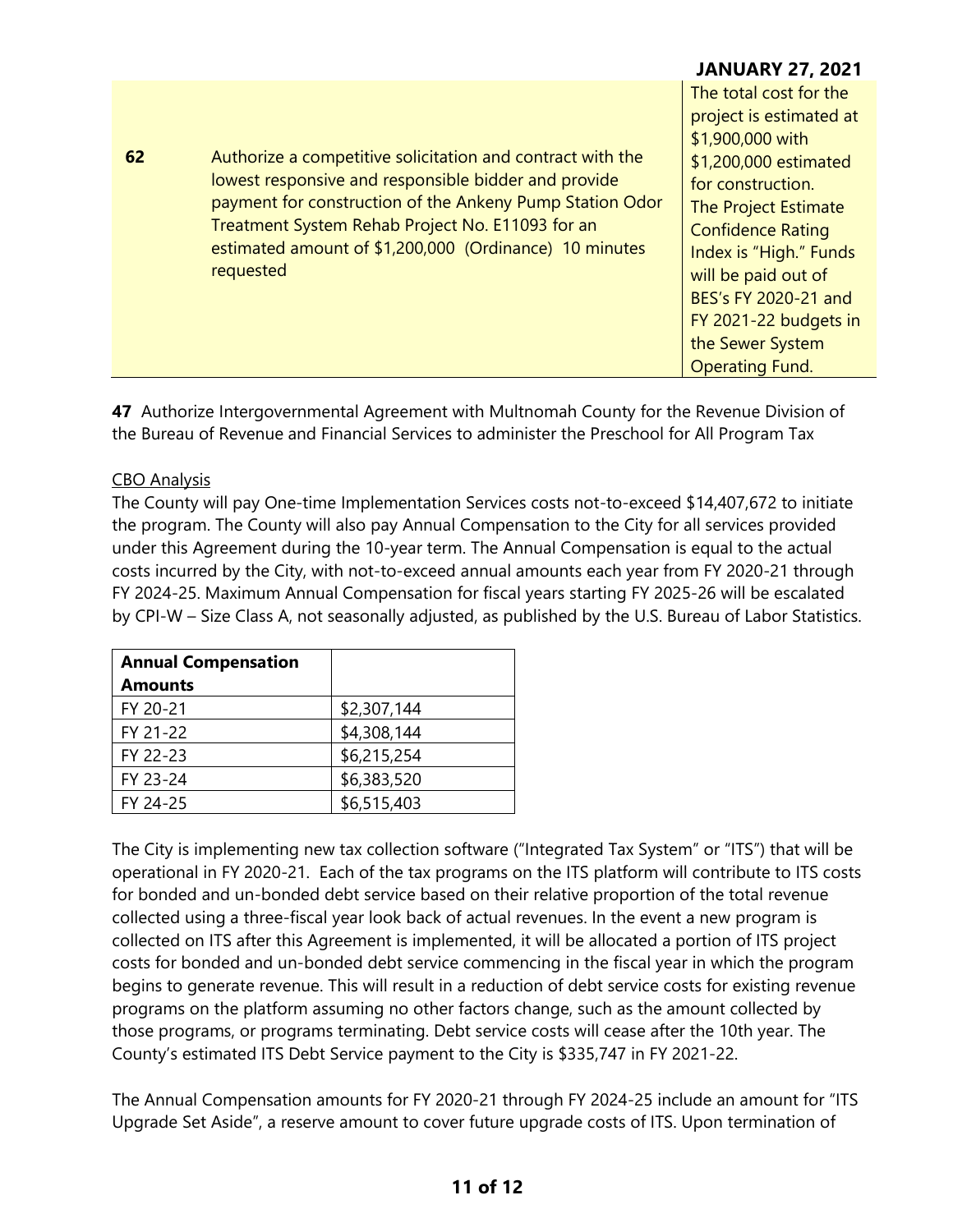| 62 | Authorize a competitive solicitation and contract with the lowest responsive and responsible bidder and provide payment for construction of the Ankeny Pump Station Odor Treatment System Rehab Project No. E11093 for an estimated amount of $1,200,000 (Ordinance) 10 minutes requested | The total cost for the project is estimated at $1,900,000 with $1,200,000 estimated for construction. The Project Estimate Confidence Rating Index is "High." Funds will be paid out of BES's FY 2020-21 and FY 2021-22 budgets in the Sewer System Operating Fund. |
|---|---|---|

**47** Authorize Intergovernmental Agreement with Multnomah County for the Revenue Division of the Bureau of Revenue and Financial Services to administer the Preschool for All Program Tax

CBO Analysis

The County will pay One-time Implementation Services costs not-to-exceed $14,407,672 to initiate the program. The County will also pay Annual Compensation to the City for all services provided under this Agreement during the 10-year term. The Annual Compensation is equal to the actual costs incurred by the City, with not-to-exceed annual amounts each year from FY 2020-21 through FY 2024-25. Maximum Annual Compensation for fiscal years starting FY 2025-26 will be escalated by CPI-W – Size Class A, not seasonally adjusted, as published by the U.S. Bureau of Labor Statistics.

| **Annual Compensation Amounts** | |
|---|---|
| FY 20-21 | $2,307,144 |
| FY 21-22 | $4,308,144 |
| FY 22-23 | $6,215,254 |
| FY 23-24 | $6,383,520 |
| FY 24-25 | $6,515,403 |

The City is implementing new tax collection software ("Integrated Tax System" or "ITS") that will be operational in FY 2020-21. Each of the tax programs on the ITS platform will contribute to ITS costs for bonded and un-bonded debt service based on their relative proportion of the total revenue collected using a three-fiscal year look back of actual revenues. In the event a new program is collected on ITS after this Agreement is implemented, it will be allocated a portion of ITS project costs for bonded and un-bonded debt service commencing in the fiscal year in which the program begins to generate revenue. This will result in a reduction of debt service costs for existing revenue programs on the platform assuming no other factors change, such as the amount collected by those programs, or programs terminating. Debt service costs will cease after the 10th year. The County's estimated ITS Debt Service payment to the City is $335,747 in FY 2021-22.

The Annual Compensation amounts for FY 2020-21 through FY 2024-25 include an amount for "ITS Upgrade Set Aside", a reserve amount to cover future upgrade costs of ITS. Upon termination of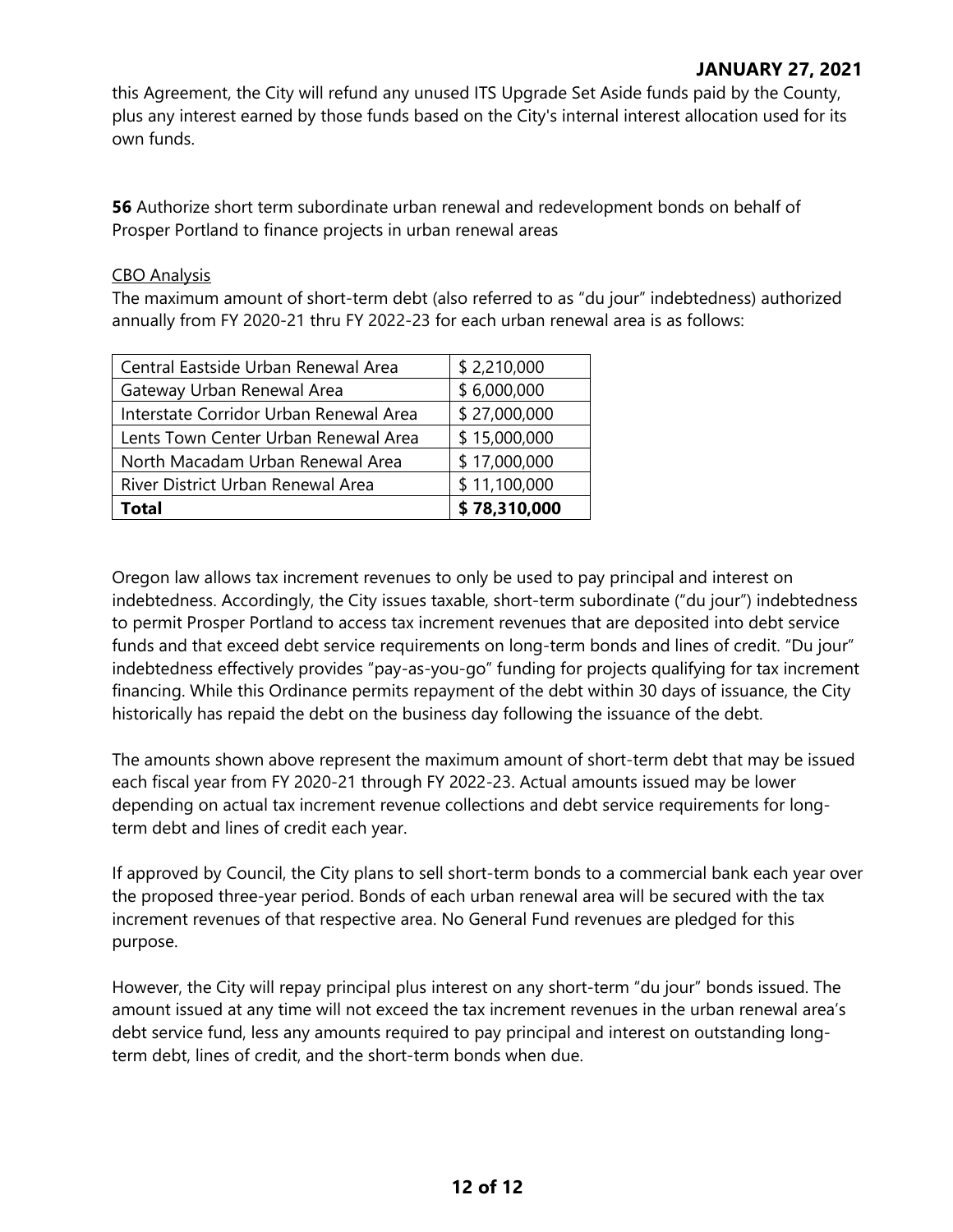this Agreement, the City will refund any unused ITS Upgrade Set Aside funds paid by the County, plus any interest earned by those funds based on the City's internal interest allocation used for its own funds.

**56** Authorize short term subordinate urban renewal and redevelopment bonds on behalf of Prosper Portland to finance projects in urban renewal areas

CBO Analysis

The maximum amount of short-term debt (also referred to as "du jour" indebtedness) authorized annually from FY 2020-21 thru FY 2022-23 for each urban renewal area is as follows:

| | |
|---|---|
| Central Eastside Urban Renewal Area | $ 2,210,000 |
| Gateway Urban Renewal Area | $ 6,000,000 |
| Interstate Corridor Urban Renewal Area | $ 27,000,000 |
| Lents Town Center Urban Renewal Area | $ 15,000,000 |
| North Macadam Urban Renewal Area | $ 17,000,000 |
| River District Urban Renewal Area | $ 11,100,000 |
| **Total** | **$ 78,310,000** |

Oregon law allows tax increment revenues to only be used to pay principal and interest on indebtedness. Accordingly, the City issues taxable, short-term subordinate ("du jour") indebtedness to permit Prosper Portland to access tax increment revenues that are deposited into debt service funds and that exceed debt service requirements on long-term bonds and lines of credit. "Du jour" indebtedness effectively provides "pay-as-you-go" funding for projects qualifying for tax increment financing. While this Ordinance permits repayment of the debt within 30 days of issuance, the City historically has repaid the debt on the business day following the issuance of the debt.

The amounts shown above represent the maximum amount of short-term debt that may be issued each fiscal year from FY 2020-21 through FY 2022-23. Actual amounts issued may be lower depending on actual tax increment revenue collections and debt service requirements for long-term debt and lines of credit each year.

If approved by Council, the City plans to sell short-term bonds to a commercial bank each year over the proposed three-year period. Bonds of each urban renewal area will be secured with the tax increment revenues of that respective area. No General Fund revenues are pledged for this purpose.

However, the City will repay principal plus interest on any short-term "du jour" bonds issued. The amount issued at any time will not exceed the tax increment revenues in the urban renewal area's debt service fund, less any amounts required to pay principal and interest on outstanding long-term debt, lines of credit, and the short-term bonds when due.